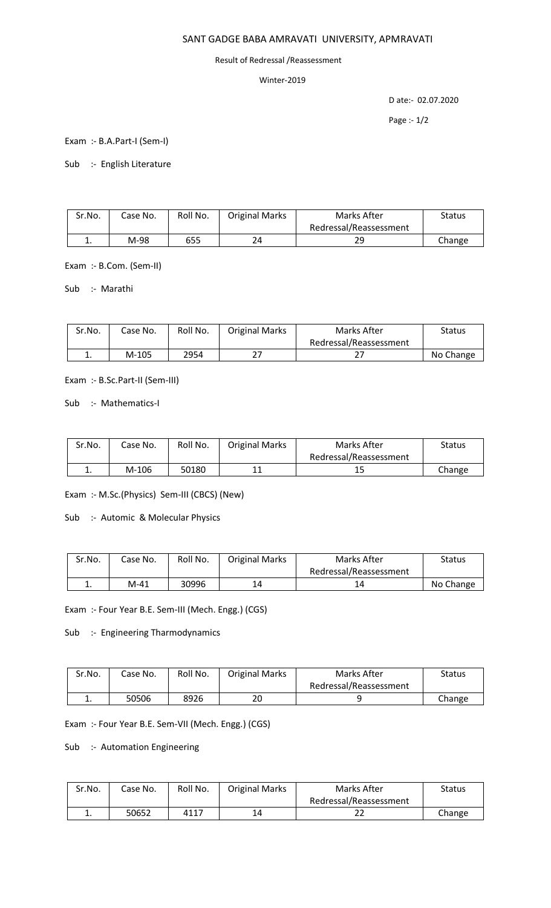# SANT GADGE BABA AMRAVATI UNIVERSITY, APMRAVATI

Result of Redressal /Reassessment

Winter-2019

D ate:- 02.07.2020

Exam :- B.A.Part-I (Sem-I)

Sub :- English Literature

| Sr.No. | Case No. | Roll No. | Original Marks | Marks After Redressal/Reassessment | Status |
|---|---|---|---|---|---|
| 1. | M-98 | 655 | 24 | 29 | Change |

Exam :- B.Com. (Sem-II)

Sub :- Marathi

| Sr.No. | Case No. | Roll No. | Original Marks | Marks After Redressal/Reassessment | Status |
|---|---|---|---|---|---|
| 1. | M-105 | 2954 | 27 | 27 | No Change |

Exam :- B.Sc.Part-II (Sem-III)

Sub :- Mathematics-I

| Sr.No. | Case No. | Roll No. | Original Marks | Marks After Redressal/Reassessment | Status |
|---|---|---|---|---|---|
| 1. | M-106 | 50180 | 11 | 15 | Change |

Exam :- M.Sc.(Physics) Sem-III (CBCS) (New)

Sub :- Automic & Molecular Physics

| Sr.No. | Case No. | Roll No. | Original Marks | Marks After Redressal/Reassessment | Status |
|---|---|---|---|---|---|
| 1. | M-41 | 30996 | 14 | 14 | No Change |

Exam :- Four Year B.E. Sem-III (Mech. Engg.) (CGS)

Sub :- Engineering Tharmodynamics

| Sr.No. | Case No. | Roll No. | Original Marks | Marks After Redressal/Reassessment | Status |
|---|---|---|---|---|---|
| 1. | 50506 | 8926 | 20 | 9 | Change |

Exam :- Four Year B.E. Sem-VII (Mech. Engg.) (CGS)

Sub :- Automation Engineering

| Sr.No. | Case No. | Roll No. | Original Marks | Marks After Redressal/Reassessment | Status |
|---|---|---|---|---|---|
| 1. | 50652 | 4117 | 14 | 22 | Change |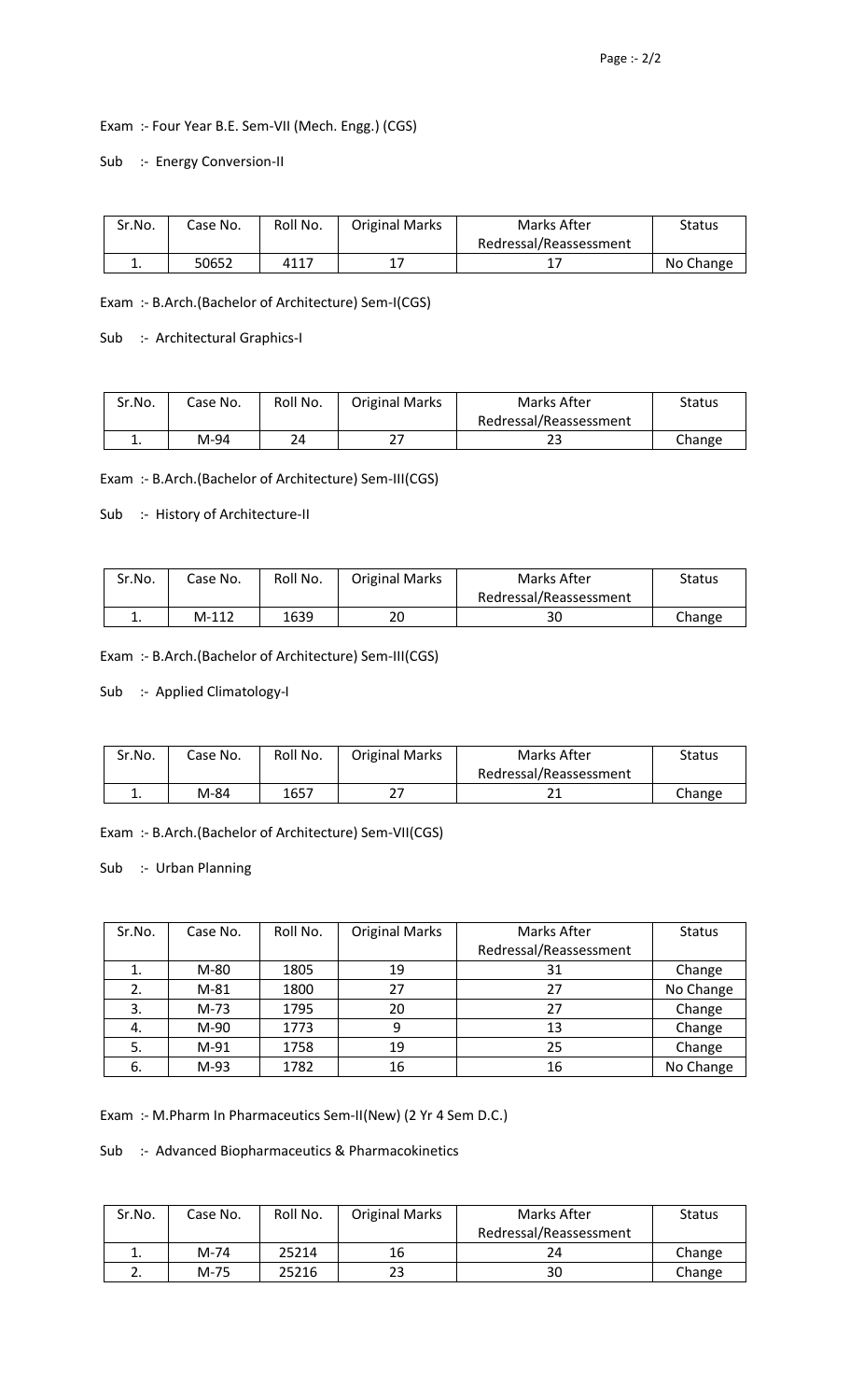Exam :- Four Year B.E. Sem-VII (Mech. Engg.) (CGS)

Sub :- Energy Conversion-II

| Sr.No. | Case No. | Roll No. | Original Marks | Marks After Redressal/Reassessment | Status |
|---|---|---|---|---|---|
| 1. | 50652 | 4117 | 17 | 17 | No Change |

Exam :- B.Arch.(Bachelor of Architecture) Sem-I(CGS)

Sub :- Architectural Graphics-I

| Sr.No. | Case No. | Roll No. | Original Marks | Marks After Redressal/Reassessment | Status |
|---|---|---|---|---|---|
| 1. | M-94 | 24 | 27 | 23 | Change |

Exam :- B.Arch.(Bachelor of Architecture) Sem-III(CGS)

Sub :- History of Architecture-II

| Sr.No. | Case No. | Roll No. | Original Marks | Marks After Redressal/Reassessment | Status |
|---|---|---|---|---|---|
| 1. | M-112 | 1639 | 20 | 30 | Change |

Exam :- B.Arch.(Bachelor of Architecture) Sem-III(CGS)

Sub :- Applied Climatology-I

| Sr.No. | Case No. | Roll No. | Original Marks | Marks After Redressal/Reassessment | Status |
|---|---|---|---|---|---|
| 1. | M-84 | 1657 | 27 | 21 | Change |

Exam :- B.Arch.(Bachelor of Architecture) Sem-VII(CGS)

Sub :- Urban Planning

| Sr.No. | Case No. | Roll No. | Original Marks | Marks After Redressal/Reassessment | Status |
|---|---|---|---|---|---|
| 1. | M-80 | 1805 | 19 | 31 | Change |
| 2. | M-81 | 1800 | 27 | 27 | No Change |
| 3. | M-73 | 1795 | 20 | 27 | Change |
| 4. | M-90 | 1773 | 9 | 13 | Change |
| 5. | M-91 | 1758 | 19 | 25 | Change |
| 6. | M-93 | 1782 | 16 | 16 | No Change |

Exam :- M.Pharm In Pharmaceutics Sem-II(New) (2 Yr 4 Sem D.C.)

Sub :- Advanced Biopharmaceutics & Pharmacokinetics

| Sr.No. | Case No. | Roll No. | Original Marks | Marks After Redressal/Reassessment | Status |
|---|---|---|---|---|---|
| 1. | M-74 | 25214 | 16 | 24 | Change |
| 2. | M-75 | 25216 | 23 | 30 | Change |